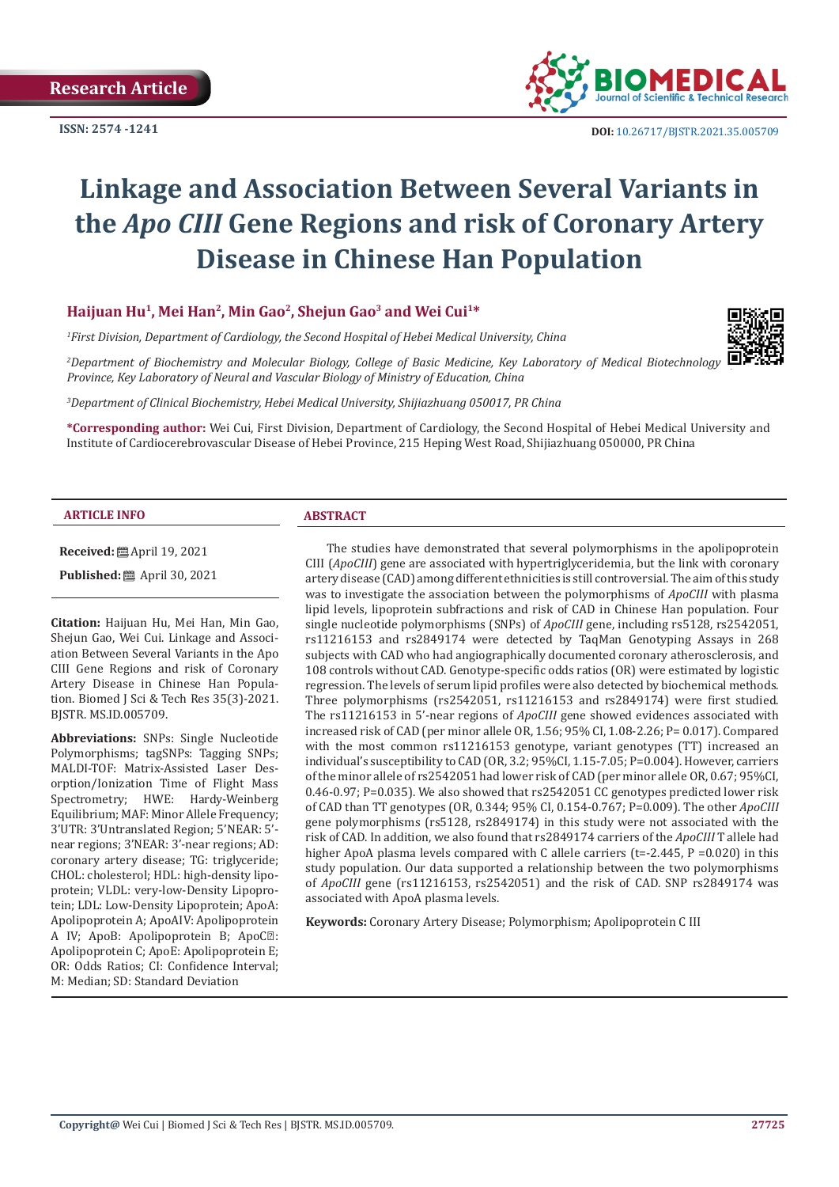Research Article

ISSN: 2574 -1241

DOI: 10.26717/BJSTR.2021.35.005709

# Linkage and Association Between Several Variants in the *Apo CIII* Gene Regions and risk of Coronary Artery Disease in Chinese Han Population

**Haijuan Hu[1], Mei Han[2], Min Gao[2], Shejun Gao[3] and Wei Cui[1]***

*[1]First Division, Department of Cardiology, the Second Hospital of Hebei Medical University, China*

*[2]Department of Biochemistry and Molecular Biology, College of Basic Medicine, Key Laboratory of Medical Biotechnology Province, Key Laboratory of Neural and Vascular Biology of Ministry of Education, China*

*[3]Department of Clinical Biochemistry, Hebei Medical University, Shijiazhuang 050017, PR China*

**\*Corresponding author:** Wei Cui, First Division, Department of Cardiology, the Second Hospital of Hebei Medical University and Institute of Cardiocerebrovascular Disease of Hebei Province, 215 Heping West Road, Shijiazhuang 050000, PR China

## ARTICLE INFO

**Received:** April 19, 2021

**Published:** April 30, 2021

**Citation:** Haijuan Hu, Mei Han, Min Gao, Shejun Gao, Wei Cui. Linkage and Association Between Several Variants in the Apo CIII Gene Regions and risk of Coronary Artery Disease in Chinese Han Population. Biomed J Sci & Tech Res 35(3)-2021. BJSTR. MS.ID.005709.

**Abbreviations:** SNPs: Single Nucleotide Polymorphisms; tagSNPs: Tagging SNPs; MALDI-TOF: Matrix-Assisted Laser Desorption/Ionization Time of Flight Mass Spectrometry; HWE: Hardy-Weinberg Equilibrium; MAF: Minor Allele Frequency; 3'UTR: 3'Untranslated Region; 5'NEAR: 5'-near regions; 3'NEAR: 3'-near regions; AD: coronary artery disease; TG: triglyceride; CHOL: cholesterol; HDL: high-density lipoprotein; VLDL: very-low-Density Lipoprotein; LDL: Low-Density Lipoprotein; ApoA: Apolipoprotein A; ApoAIV: Apolipoprotein A IV; ApoB: Apolipoprotein B; ApoC: Apolipoprotein C; ApoE: Apolipoprotein E; OR: Odds Ratios; CI: Confidence Interval; M: Median; SD: Standard Deviation

## ABSTRACT

The studies have demonstrated that several polymorphisms in the apolipoprotein CIII (*ApoCIII*) gene are associated with hypertriglyceridemia, but the link with coronary artery disease (CAD) among different ethnicities is still controversial. The aim of this study was to investigate the association between the polymorphisms of *ApoCIII* with plasma lipid levels, lipoprotein subfractions and risk of CAD in Chinese Han population. Four single nucleotide polymorphisms (SNPs) of *ApoCIII* gene, including rs5128, rs2542051, rs11216153 and rs2849174 were detected by TaqMan Genotyping Assays in 268 subjects with CAD who had angiographically documented coronary atherosclerosis, and 108 controls without CAD. Genotype-specific odds ratios (OR) were estimated by logistic regression. The levels of serum lipid profiles were also detected by biochemical methods. Three polymorphisms (rs2542051, rs11216153 and rs2849174) were first studied. The rs11216153 in 5'-near regions of *ApoCIII* gene showed evidences associated with increased risk of CAD (per minor allele OR, 1.56; 95% CI, 1.08-2.26; P= 0.017). Compared with the most common rs11216153 genotype, variant genotypes (TT) increased an individual's susceptibility to CAD (OR, 3.2; 95%CI, 1.15-7.05; P=0.004). However, carriers of the minor allele of rs2542051 had lower risk of CAD (per minor allele OR, 0.67; 95%CI, 0.46-0.97; P=0.035). We also showed that rs2542051 CC genotypes predicted lower risk of CAD than TT genotypes (OR, 0.344; 95% CI, 0.154-0.767; P=0.009). The other *ApoCIII* gene polymorphisms (rs5128, rs2849174) in this study were not associated with the risk of CAD. In addition, we also found that rs2849174 carriers of the *ApoCIII* T allele had higher ApoA plasma levels compared with C allele carriers (t=-2.445, P =0.020) in this study population. Our data supported a relationship between the two polymorphisms of *ApoCIII* gene (rs11216153, rs2542051) and the risk of CAD. SNP rs2849174 was associated with ApoA plasma levels.

**Keywords:** Coronary Artery Disease; Polymorphism; Apolipoprotein C III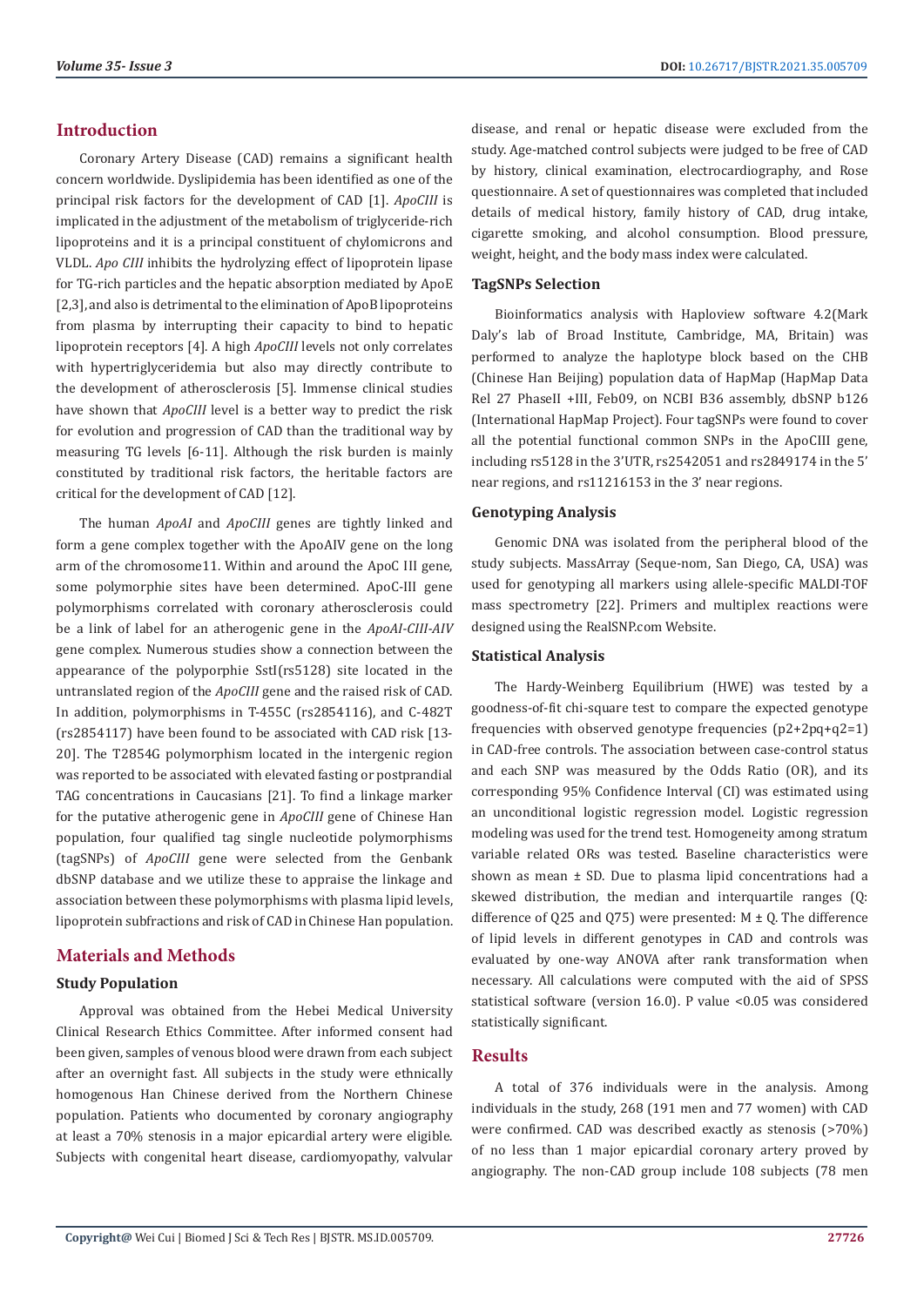## Introduction

Coronary Artery Disease (CAD) remains a significant health concern worldwide. Dyslipidemia has been identified as one of the principal risk factors for the development of CAD [1]. *ApoCIII* is implicated in the adjustment of the metabolism of triglyceride-rich lipoproteins and it is a principal constituent of chylomicrons and VLDL. *Apo CIII* inhibits the hydrolyzing effect of lipoprotein lipase for TG-rich particles and the hepatic absorption mediated by ApoE [2,3], and also is detrimental to the elimination of ApoB lipoproteins from plasma by interrupting their capacity to bind to hepatic lipoprotein receptors [4]. A high *ApoCIII* levels not only correlates with hypertriglyceridemia but also may directly contribute to the development of atherosclerosis [5]. Immense clinical studies have shown that *ApoCIII* level is a better way to predict the risk for evolution and progression of CAD than the traditional way by measuring TG levels [6-11]. Although the risk burden is mainly constituted by traditional risk factors, the heritable factors are critical for the development of CAD [12].

The human *ApoAI* and *ApoCIII* genes are tightly linked and form a gene complex together with the ApoAIV gene on the long arm of the chromosome11. Within and around the ApoC III gene, some polymorphie sites have been determined. ApoC-III gene polymorphisms correlated with coronary atherosclerosis could be a link of label for an atherogenic gene in the *ApoAI-CIII-AIV* gene complex. Numerous studies show a connection between the appearance of the polyporphie SstI(rs5128) site located in the untranslated region of the *ApoCIII* gene and the raised risk of CAD. In addition, polymorphisms in T-455C (rs2854116), and C-482T (rs2854117) have been found to be associated with CAD risk [13-20]. The T2854G polymorphism located in the intergenic region was reported to be associated with elevated fasting or postprandial TAG concentrations in Caucasians [21]. To find a linkage marker for the putative atherogenic gene in *ApoCIII* gene of Chinese Han population, four qualified tag single nucleotide polymorphisms (tagSNPs) of *ApoCIII* gene were selected from the Genbank dbSNP database and we utilize these to appraise the linkage and association between these polymorphisms with plasma lipid levels, lipoprotein subfractions and risk of CAD in Chinese Han population.

## Materials and Methods

### Study Population

Approval was obtained from the Hebei Medical University Clinical Research Ethics Committee. After informed consent had been given, samples of venous blood were drawn from each subject after an overnight fast. All subjects in the study were ethnically homogenous Han Chinese derived from the Northern Chinese population. Patients who documented by coronary angiography at least a 70% stenosis in a major epicardial artery were eligible. Subjects with congenital heart disease, cardiomyopathy, valvular disease, and renal or hepatic disease were excluded from the study. Age-matched control subjects were judged to be free of CAD by history, clinical examination, electrocardiography, and Rose questionnaire. A set of questionnaires was completed that included details of medical history, family history of CAD, drug intake, cigarette smoking, and alcohol consumption. Blood pressure, weight, height, and the body mass index were calculated.

### TagSNPs Selection

Bioinformatics analysis with Haploview software 4.2(Mark Daly's lab of Broad Institute, Cambridge, MA, Britain) was performed to analyze the haplotype block based on the CHB (Chinese Han Beijing) population data of HapMap (HapMap Data Rel 27 PhaseII +III, Feb09, on NCBI B36 assembly, dbSNP b126 (International HapMap Project). Four tagSNPs were found to cover all the potential functional common SNPs in the ApoCIII gene, including rs5128 in the 3'UTR, rs2542051 and rs2849174 in the 5' near regions, and rs11216153 in the 3' near regions.

### Genotyping Analysis

Genomic DNA was isolated from the peripheral blood of the study subjects. MassArray (Seque-nom, San Diego, CA, USA) was used for genotyping all markers using allele-specific MALDI-TOF mass spectrometry [22]. Primers and multiplex reactions were designed using the RealSNP.com Website.

### Statistical Analysis

The Hardy-Weinberg Equilibrium (HWE) was tested by a goodness-of-fit chi-square test to compare the expected genotype frequencies with observed genotype frequencies ($p^2+2pq+q^2=1$) in CAD-free controls. The association between case-control status and each SNP was measured by the Odds Ratio (OR), and its corresponding 95% Confidence Interval (CI) was estimated using an unconditional logistic regression model. Logistic regression modeling was used for the trend test. Homogeneity among stratum variable related ORs was tested. Baseline characteristics were shown as mean ± SD. Due to plasma lipid concentrations had a skewed distribution, the median and interquartile ranges (Q: difference of Q25 and Q75) were presented: M ± Q. The difference of lipid levels in different genotypes in CAD and controls was evaluated by one-way ANOVA after rank transformation when necessary. All calculations were computed with the aid of SPSS statistical software (version 16.0). P value <0.05 was considered statistically significant.

## Results

A total of 376 individuals were in the analysis. Among individuals in the study, 268 (191 men and 77 women) with CAD were confirmed. CAD was described exactly as stenosis (>70%) of no less than 1 major epicardial coronary artery proved by angiography. The non-CAD group include 108 subjects (78 men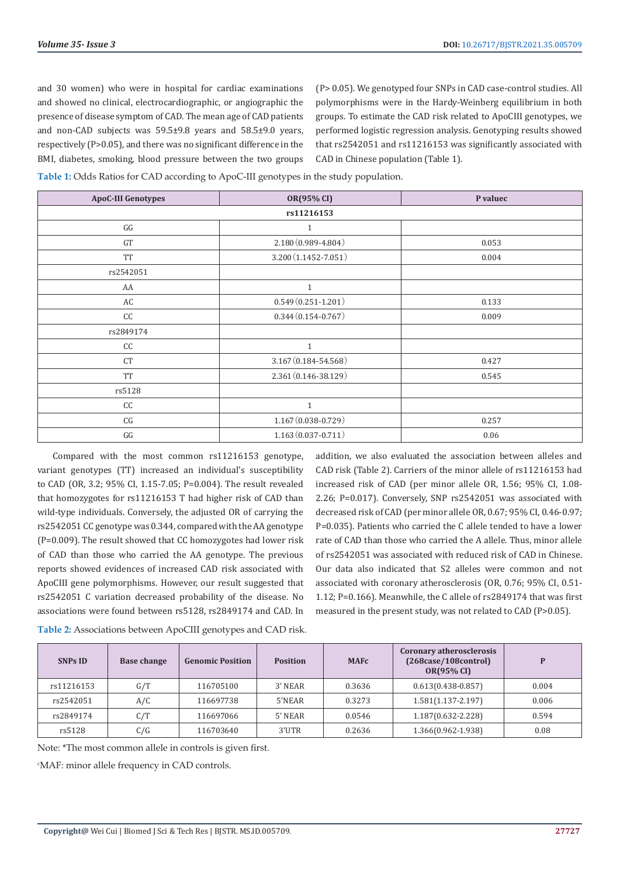and 30 women) who were in hospital for cardiac examinations and showed no clinical, electrocardiographic, or angiographic the presence of disease symptom of CAD. The mean age of CAD patients and non-CAD subjects was 59.5±9.8 years and 58.5±9.0 years, respectively (P>0.05), and there was no significant difference in the BMI, diabetes, smoking, blood pressure between the two groups (P> 0.05). We genotyped four SNPs in CAD case-control studies. All polymorphisms were in the Hardy-Weinberg equilibrium in both groups. To estimate the CAD risk related to ApoCIII genotypes, we performed logistic regression analysis. Genotyping results showed that rs2542051 and rs11216153 was significantly associated with CAD in Chinese population (Table 1).

**Table 1:** Odds Ratios for CAD according to ApoC-III genotypes in the study population.

| ApoC-III Genotypes | OR(95% CI) | P valuec |
|---|---|---|
| rs11216153 | | |
| GG | 1 | |
| GT | 2.180 (0.989-4.804) | 0.053 |
| TT | 3.200 (1.1452-7.051) | 0.004 |
| rs2542051 | | |
| AA | 1 | |
| AC | 0.549 (0.251-1.201) | 0.133 |
| CC | 0.344 (0.154-0.767) | 0.009 |
| rs2849174 | | |
| CC | 1 | |
| CT | 3.167 (0.184-54.568) | 0.427 |
| TT | 2.361 (0.146-38.129) | 0.545 |
| rs5128 | | |
| CC | 1 | |
| CG | 1.167 (0.038-0.729) | 0.257 |
| GG | 1.163 (0.037-0.711) | 0.06 |

Compared with the most common rs11216153 genotype, variant genotypes (TT) increased an individual's susceptibility to CAD (OR, 3.2; 95% CI, 1.15-7.05; P=0.004). The result revealed that homozygotes for rs11216153 T had higher risk of CAD than wild-type individuals. Conversely, the adjusted OR of carrying the rs2542051 CC genotype was 0.344, compared with the AA genotype (P=0.009). The result showed that CC homozygotes had lower risk of CAD than those who carried the AA genotype. The previous reports showed evidences of increased CAD risk associated with ApoCIII gene polymorphisms. However, our result suggested that rs2542051 C variation decreased probability of the disease. No associations were found between rs5128, rs2849174 and CAD. In addition, we also evaluated the association between alleles and CAD risk (Table 2). Carriers of the minor allele of rs11216153 had increased risk of CAD (per minor allele OR, 1.56; 95% CI, 1.08-2.26; P=0.017). Conversely, SNP rs2542051 was associated with decreased risk of CAD (per minor allele OR, 0.67; 95% CI, 0.46-0.97; P=0.035). Patients who carried the C allele tended to have a lower rate of CAD than those who carried the A allele. Thus, minor allele of rs2542051 was associated with reduced risk of CAD in Chinese. Our data also indicated that S2 alleles were common and not associated with coronary atherosclerosis (OR, 0.76; 95% CI, 0.51-1.12; P=0.166). Meanwhile, the C allele of rs2849174 that was first measured in the present study, was not related to CAD (P>0.05).

**Table 2:** Associations between ApoCIII genotypes and CAD risk.

| SNPs ID | Base change | Genomic Position | Position | MAFc | Coronary atherosclerosis (268case/108control) OR(95% CI) | P |
|---|---|---|---|---|---|---|
| rs11216153 | G/T | 116705100 | 3' NEAR | 0.3636 | 0.613(0.438-0.857) | 0.004 |
| rs2542051 | A/C | 116697738 | 5'NEAR | 0.3273 | 1.581(1.137-2.197) | 0.006 |
| rs2849174 | C/T | 116697066 | 5' NEAR | 0.0546 | 1.187(0.632-2.228) | 0.594 |
| rs5128 | C/G | 116703640 | 3'UTR | 0.2636 | 1.366(0.962-1.938) | 0.08 |

Note: *The most common allele in controls is given first.

[c]MAF: minor allele frequency in CAD controls.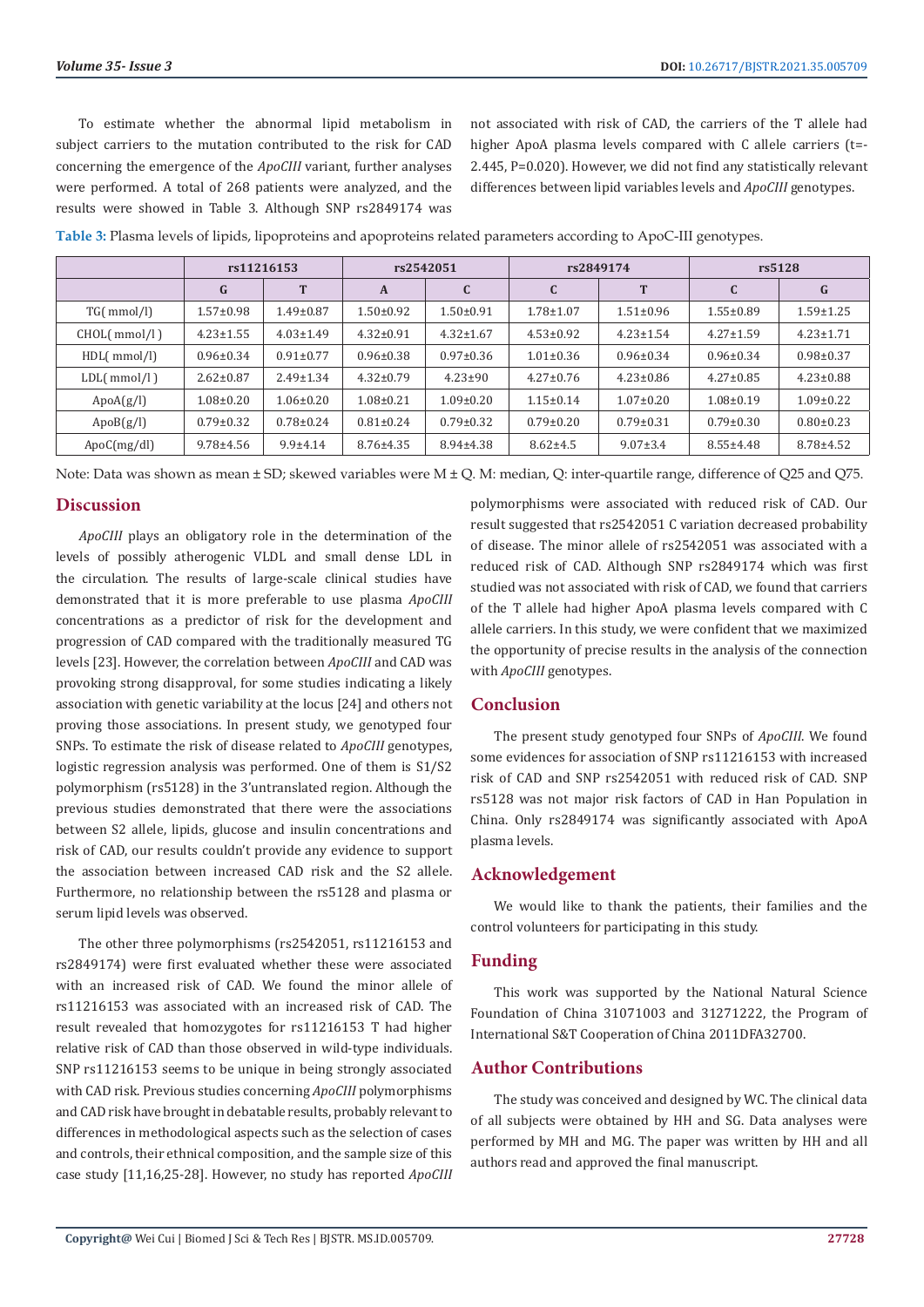To estimate whether the abnormal lipid metabolism in subject carriers to the mutation contributed to the risk for CAD concerning the emergence of the *ApoCIII* variant, further analyses were performed. A total of 268 patients were analyzed, and the results were showed in Table 3. Although SNP rs2849174 was not associated with risk of CAD, the carriers of the T allele had higher ApoA plasma levels compared with C allele carriers (t=-2.445, P=0.020). However, we did not find any statistically relevant differences between lipid variables levels and *ApoCIII* genotypes.

**Table 3:** Plasma levels of lipids, lipoproteins and apoproteins related parameters according to ApoC-III genotypes.

| | rs11216153 | | rs2542051 | | rs2849174 | | rs5128 | |
|---|---|---|---|---|---|---|---|---|
| | G | T | A | C | C | T | C | G |
| TG( mmol/l) | 1.57±0.98 | 1.49±0.87 | 1.50±0.92 | 1.50±0.91 | 1.78±1.07 | 1.51±0.96 | 1.55±0.89 | 1.59±1.25 |
| CHOL( mmol/l ) | 4.23±1.55 | 4.03±1.49 | 4.32±0.91 | 4.32±1.67 | 4.53±0.92 | 4.23±1.54 | 4.27±1.59 | 4.23±1.71 |
| HDL( mmol/l) | 0.96±0.34 | 0.91±0.77 | 0.96±0.38 | 0.97±0.36 | 1.01±0.36 | 0.96±0.34 | 0.96±0.34 | 0.98±0.37 |
| LDL( mmol/l ) | 2.62±0.87 | 2.49±1.34 | 4.32±0.79 | 4.23±90 | 4.27±0.76 | 4.23±0.86 | 4.27±0.85 | 4.23±0.88 |
| ApoA(g/l) | 1.08±0.20 | 1.06±0.20 | 1.08±0.21 | 1.09±0.20 | 1.15±0.14 | 1.07±0.20 | 1.08±0.19 | 1.09±0.22 |
| ApoB(g/l) | 0.79±0.32 | 0.78±0.24 | 0.81±0.24 | 0.79±0.32 | 0.79±0.20 | 0.79±0.31 | 0.79±0.30 | 0.80±0.23 |
| ApoC(mg/dl) | 9.78±4.56 | 9.9±4.14 | 8.76±4.35 | 8.94±4.38 | 8.62±4.5 | 9.07±3.4 | 8.55±4.48 | 8.78±4.52 |

Note: Data was shown as mean ± SD; skewed variables were M ± Q. M: median, Q: inter-quartile range, difference of Q25 and Q75.

## Discussion

*ApoCIII* plays an obligatory role in the determination of the levels of possibly atherogenic VLDL and small dense LDL in the circulation. The results of large-scale clinical studies have demonstrated that it is more preferable to use plasma *ApoCIII* concentrations as a predictor of risk for the development and progression of CAD compared with the traditionally measured TG levels [23]. However, the correlation between *ApoCIII* and CAD was provoking strong disapproval, for some studies indicating a likely association with genetic variability at the locus [24] and others not proving those associations. In present study, we genotyped four SNPs. To estimate the risk of disease related to *ApoCIII* genotypes, logistic regression analysis was performed. One of them is S1/S2 polymorphism (rs5128) in the 3'untranslated region. Although the previous studies demonstrated that there were the associations between S2 allele, lipids, glucose and insulin concentrations and risk of CAD, our results couldn't provide any evidence to support the association between increased CAD risk and the S2 allele. Furthermore, no relationship between the rs5128 and plasma or serum lipid levels was observed.

The other three polymorphisms (rs2542051, rs11216153 and rs2849174) were first evaluated whether these were associated with an increased risk of CAD. We found the minor allele of rs11216153 was associated with an increased risk of CAD. The result revealed that homozygotes for rs11216153 T had higher relative risk of CAD than those observed in wild-type individuals. SNP rs11216153 seems to be unique in being strongly associated with CAD risk. Previous studies concerning *ApoCIII* polymorphisms and CAD risk have brought in debatable results, probably relevant to differences in methodological aspects such as the selection of cases and controls, their ethnical composition, and the sample size of this case study [11,16,25-28]. However, no study has reported *ApoCIII* polymorphisms were associated with reduced risk of CAD. Our result suggested that rs2542051 C variation decreased probability of disease. The minor allele of rs2542051 was associated with a reduced risk of CAD. Although SNP rs2849174 which was first studied was not associated with risk of CAD, we found that carriers of the T allele had higher ApoA plasma levels compared with C allele carriers. In this study, we were confident that we maximized the opportunity of precise results in the analysis of the connection with *ApoCIII* genotypes.

## Conclusion

The present study genotyped four SNPs of *ApoCIII*. We found some evidences for association of SNP rs11216153 with increased risk of CAD and SNP rs2542051 with reduced risk of CAD. SNP rs5128 was not major risk factors of CAD in Han Population in China. Only rs2849174 was significantly associated with ApoA plasma levels.

## Acknowledgement

We would like to thank the patients, their families and the control volunteers for participating in this study.

## Funding

This work was supported by the National Natural Science Foundation of China 31071003 and 31271222, the Program of International S&T Cooperation of China 2011DFA32700.

## Author Contributions

The study was conceived and designed by WC. The clinical data of all subjects were obtained by HH and SG. Data analyses were performed by MH and MG. The paper was written by HH and all authors read and approved the final manuscript.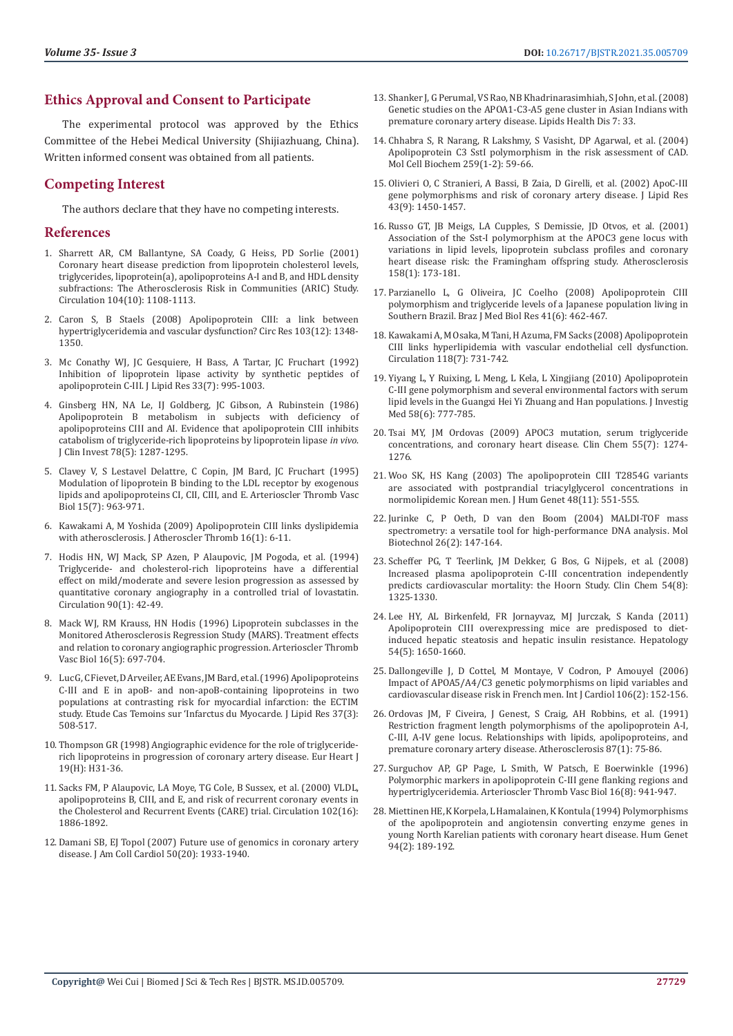## Ethics Approval and Consent to Participate

The experimental protocol was approved by the Ethics Committee of the Hebei Medical University (Shijiazhuang, China). Written informed consent was obtained from all patients.

## Competing Interest

The authors declare that they have no competing interests.

## References

1. Sharrett AR, CM Ballantyne, SA Coady, G Heiss, PD Sorlie (2001) Coronary heart disease prediction from lipoprotein cholesterol levels, triglycerides, lipoprotein(a), apolipoproteins A-I and B, and HDL density subfractions: The Atherosclerosis Risk in Communities (ARIC) Study. Circulation 104(10): 1108-1113.
2. Caron S, B Staels (2008) Apolipoprotein CIII: a link between hypertriglyceridemia and vascular dysfunction? Circ Res 103(12): 1348-1350.
3. Mc Conathy WJ, JC Gesquiere, H Bass, A Tartar, JC Fruchart (1992) Inhibition of lipoprotein lipase activity by synthetic peptides of apolipoprotein C-III. J Lipid Res 33(7): 995-1003.
4. Ginsberg HN, NA Le, IJ Goldberg, JC Gibson, A Rubinstein (1986) Apolipoprotein B metabolism in subjects with deficiency of apolipoproteins CIII and AI. Evidence that apolipoprotein CIII inhibits catabolism of triglyceride-rich lipoproteins by lipoprotein lipase *in vivo*. J Clin Invest 78(5): 1287-1295.
5. Clavey V, S Lestavel Delattre, C Copin, JM Bard, JC Fruchart (1995) Modulation of lipoprotein B binding to the LDL receptor by exogenous lipids and apolipoproteins CI, CII, CIII, and E. Arterioscler Thromb Vasc Biol 15(7): 963-971.
6. Kawakami A, M Yoshida (2009) Apolipoprotein CIII links dyslipidemia with atherosclerosis. J Atheroscler Thromb 16(1): 6-11.
7. Hodis HN, WJ Mack, SP Azen, P Alaupovic, JM Pogoda, et al. (1994) Triglyceride- and cholesterol-rich lipoproteins have a differential effect on mild/moderate and severe lesion progression as assessed by quantitative coronary angiography in a controlled trial of lovastatin. Circulation 90(1): 42-49.
8. Mack WJ, RM Krauss, HN Hodis (1996) Lipoprotein subclasses in the Monitored Atherosclerosis Regression Study (MARS). Treatment effects and relation to coronary angiographic progression. Arterioscler Thromb Vasc Biol 16(5): 697-704.
9. Luc G, C Fievet, D Arveiler, AE Evans, JM Bard, et al. (1996) Apolipoproteins C-III and E in apoB- and non-apoB-containing lipoproteins in two populations at contrasting risk for myocardial infarction: the ECTIM study. Etude Cas Temoins sur 'Infarctus du Myocarde. J Lipid Res 37(3): 508-517.
10. Thompson GR (1998) Angiographic evidence for the role of triglyceride-rich lipoproteins in progression of coronary artery disease. Eur Heart J 19(H): H31-36.
11. Sacks FM, P Alaupovic, LA Moye, TG Cole, B Sussex, et al. (2000) VLDL, apolipoproteins B, CIII, and E, and risk of recurrent coronary events in the Cholesterol and Recurrent Events (CARE) trial. Circulation 102(16): 1886-1892.
12. Damani SB, EJ Topol (2007) Future use of genomics in coronary artery disease. J Am Coll Cardiol 50(20): 1933-1940.
13. Shanker J, G Perumal, VS Rao, NB Khadrinarasimhiah, S John, et al. (2008) Genetic studies on the APOA1-C3-A5 gene cluster in Asian Indians with premature coronary artery disease. Lipids Health Dis 7: 33.
14. Chhabra S, R Narang, R Lakshmy, S Vasisht, DP Agarwal, et al. (2004) Apolipoprotein C3 SstI polymorphism in the risk assessment of CAD. Mol Cell Biochem 259(1-2): 59-66.
15. Olivieri O, C Stranieri, A Bassi, B Zaia, D Girelli, et al. (2002) ApoC-III gene polymorphisms and risk of coronary artery disease. J Lipid Res 43(9): 1450-1457.
16. Russo GT, JB Meigs, LA Cupples, S Demissie, JD Otvos, et al. (2001) Association of the Sst-I polymorphism at the APOC3 gene locus with variations in lipid levels, lipoprotein subclass profiles and coronary heart disease risk: the Framingham offspring study. Atherosclerosis 158(1): 173-181.
17. Parzianello L, G Oliveira, JC Coelho (2008) Apolipoprotein CIII polymorphism and triglyceride levels of a Japanese population living in Southern Brazil. Braz J Med Biol Res 41(6): 462-467.
18. Kawakami A, M Osaka, M Tani, H Azuma, FM Sacks (2008) Apolipoprotein CIII links hyperlipidemia with vascular endothelial cell dysfunction. Circulation 118(7): 731-742.
19. Yiyang L, Y Ruixing, L Meng, L Kela, L Xingjiang (2010) Apolipoprotein C-III gene polymorphism and several environmental factors with serum lipid levels in the Guangxi Hei Yi Zhuang and Han populations. J Investig Med 58(6): 777-785.
20. Tsai MY, JM Ordovas (2009) APOC3 mutation, serum triglyceride concentrations, and coronary heart disease. Clin Chem 55(7): 1274-1276.
21. Woo SK, HS Kang (2003) The apolipoprotein CIII T2854G variants are associated with postprandial triacylglycerol concentrations in normolipidemic Korean men. J Hum Genet 48(11): 551-555.
22. Jurinke C, P Oeth, D van den Boom (2004) MALDI-TOF mass spectrometry: a versatile tool for high-performance DNA analysis. Mol Biotechnol 26(2): 147-164.
23. Scheffer PG, T Teerlink, JM Dekker, G Bos, G Nijpels, et al. (2008) Increased plasma apolipoprotein C-III concentration independently predicts cardiovascular mortality: the Hoorn Study. Clin Chem 54(8): 1325-1330.
24. Lee HY, AL Birkenfeld, FR Jornayvaz, MJ Jurczak, S Kanda (2011) Apolipoprotein CIII overexpressing mice are predisposed to diet-induced hepatic steatosis and hepatic insulin resistance. Hepatology 54(5): 1650-1660.
25. Dallongeville J, D Cottel, M Montaye, V Codron, P Amouyel (2006) Impact of APOA5/A4/C3 genetic polymorphisms on lipid variables and cardiovascular disease risk in French men. Int J Cardiol 106(2): 152-156.
26. Ordovas JM, F Civeira, J Genest, S Craig, AH Robbins, et al. (1991) Restriction fragment length polymorphisms of the apolipoprotein A-I, C-III, A-IV gene locus. Relationships with lipids, apolipoproteins, and premature coronary artery disease. Atherosclerosis 87(1): 75-86.
27. Surguchov AP, GP Page, L Smith, W Patsch, E Boerwinkle (1996) Polymorphic markers in apolipoprotein C-III gene flanking regions and hypertriglyceridemia. Arterioscler Thromb Vasc Biol 16(8): 941-947.
28. Miettinen HE, K Korpela, L Hamalainen, K Kontula (1994) Polymorphisms of the apolipoprotein and angiotensin converting enzyme genes in young North Karelian patients with coronary heart disease. Hum Genet 94(2): 189-192.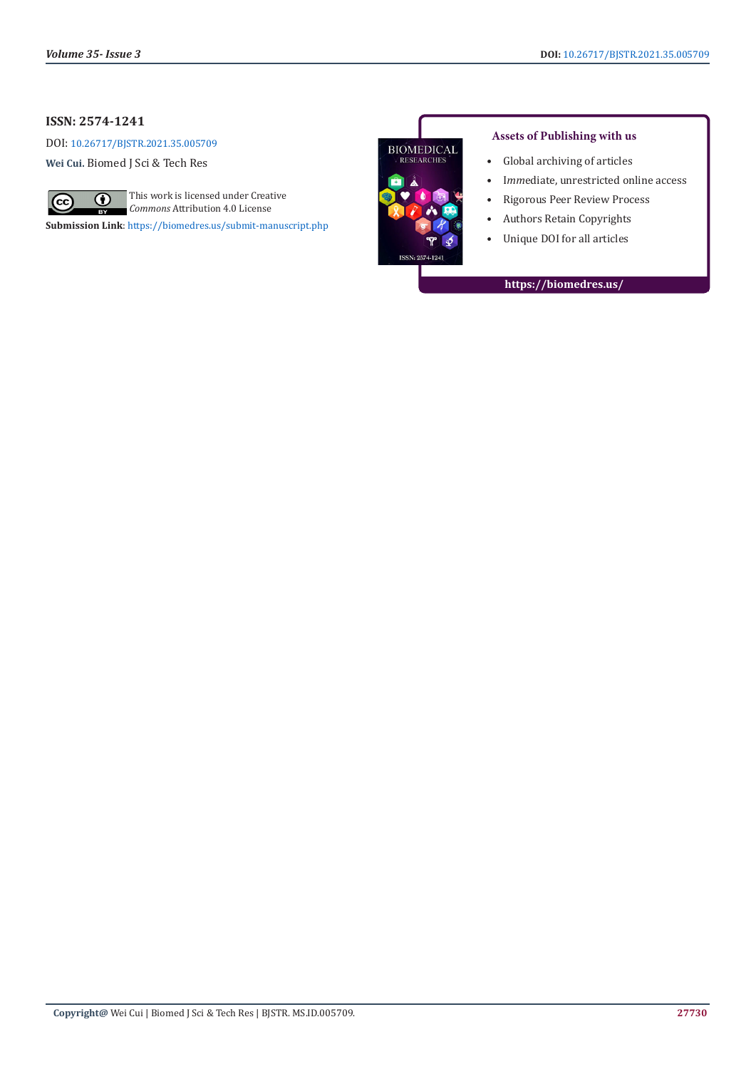**ISSN: 2574-1241**

DOI: 10.26717/BJSTR.2021.35.005709

**Wei Cui.** Biomed J Sci & Tech Res

This work is licensed under Creative *Commons* Attribution 4.0 License

**Submission Link**: https://biomedres.us/submit-manuscript.php

### Assets of Publishing with us

- Global archiving of articles
- Immediate, unrestricted online access
- Rigorous Peer Review Process
- Authors Retain Copyrights
- Unique DOI for all articles

**https://biomedres.us/**